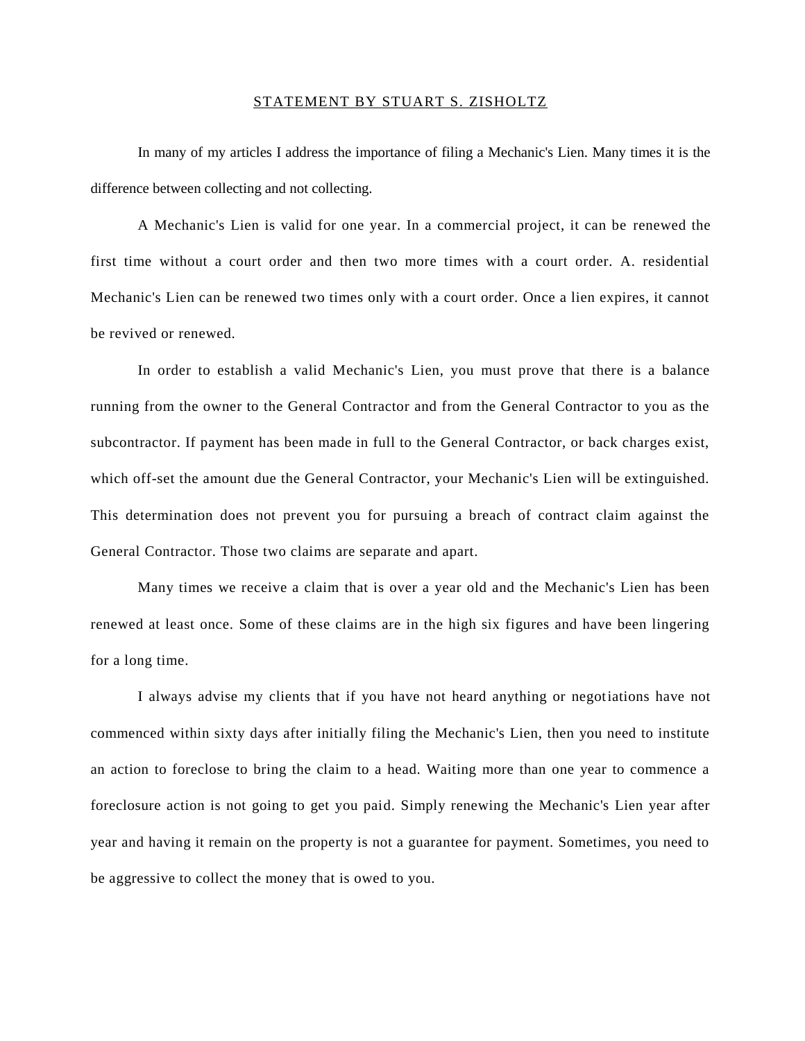# STATEMENT BY STUART S. ZISHOLTZ

In many of my articles I address the importance of filing a Mechanic's Lien. Many times it is the difference between collecting and not collecting.

A Mechanic's Lien is valid for one year. In a commercial project, it can be renewed the first time without a court order and then two more times with a court order. A. residential Mechanic's Lien can be renewed two times only with a court order. Once a lien expires, it cannot be revived or renewed.

In order to establish a valid Mechanic's Lien, you must prove that there is a balance running from the owner to the General Contractor and from the General Contractor to you as the subcontractor. If payment has been made in full to the General Contractor, or back charges exist, which off-set the amount due the General Contractor, your Mechanic's Lien will be extinguished. This determination does not prevent you for pursuing a breach of contract claim against the General Contractor. Those two claims are separate and apart.

Many times we receive a claim that is over a year old and the Mechanic's Lien has been renewed at least once. Some of these claims are in the high six figures and have been lingering for a long time.

I always advise my clients that if you have not heard anything or negotiations have not commenced within sixty days after initially filing the Mechanic's Lien, then you need to institute an action to foreclose to bring the claim to a head. Waiting more than one year to commence a foreclosure action is not going to get you paid. Simply renewing the Mechanic's Lien year after year and having it remain on the property is not a guarantee for payment. Sometimes, you need to be aggressive to collect the money that is owed to you.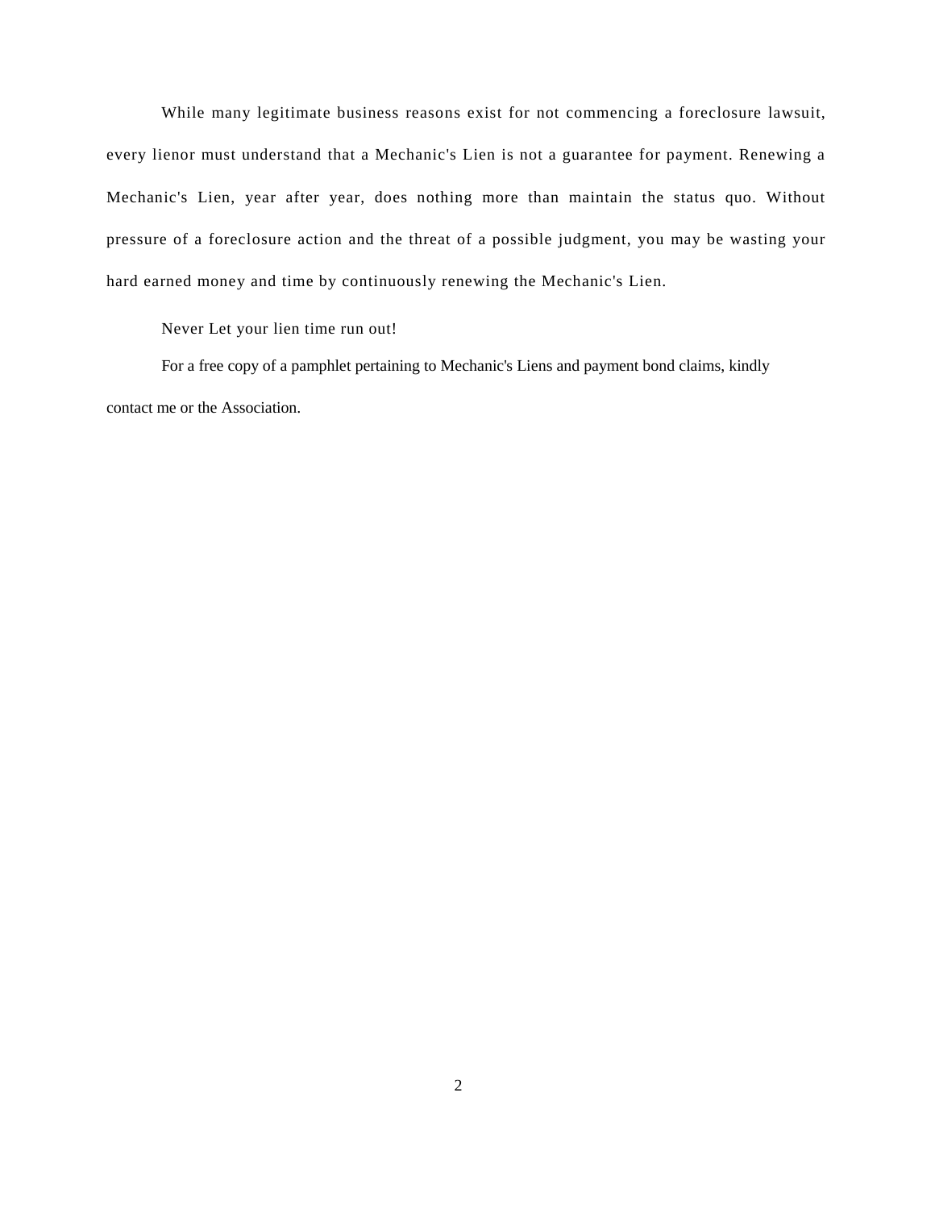While many legitimate business reasons exist for not commencing a foreclosure lawsuit, every lienor must understand that a Mechanic's Lien is not a guarantee for payment. Renewing a Mechanic's Lien, year after year, does nothing more than maintain the status quo. Without pressure of a foreclosure action and the threat of a possible judgment, you may be wasting your hard earned money and time by continuously renewing the Mechanic's Lien.

Never Let your lien time run out!

For a free copy of a pamphlet pertaining to Mechanic's Liens and payment bond claims, kindly contact me or the Association.